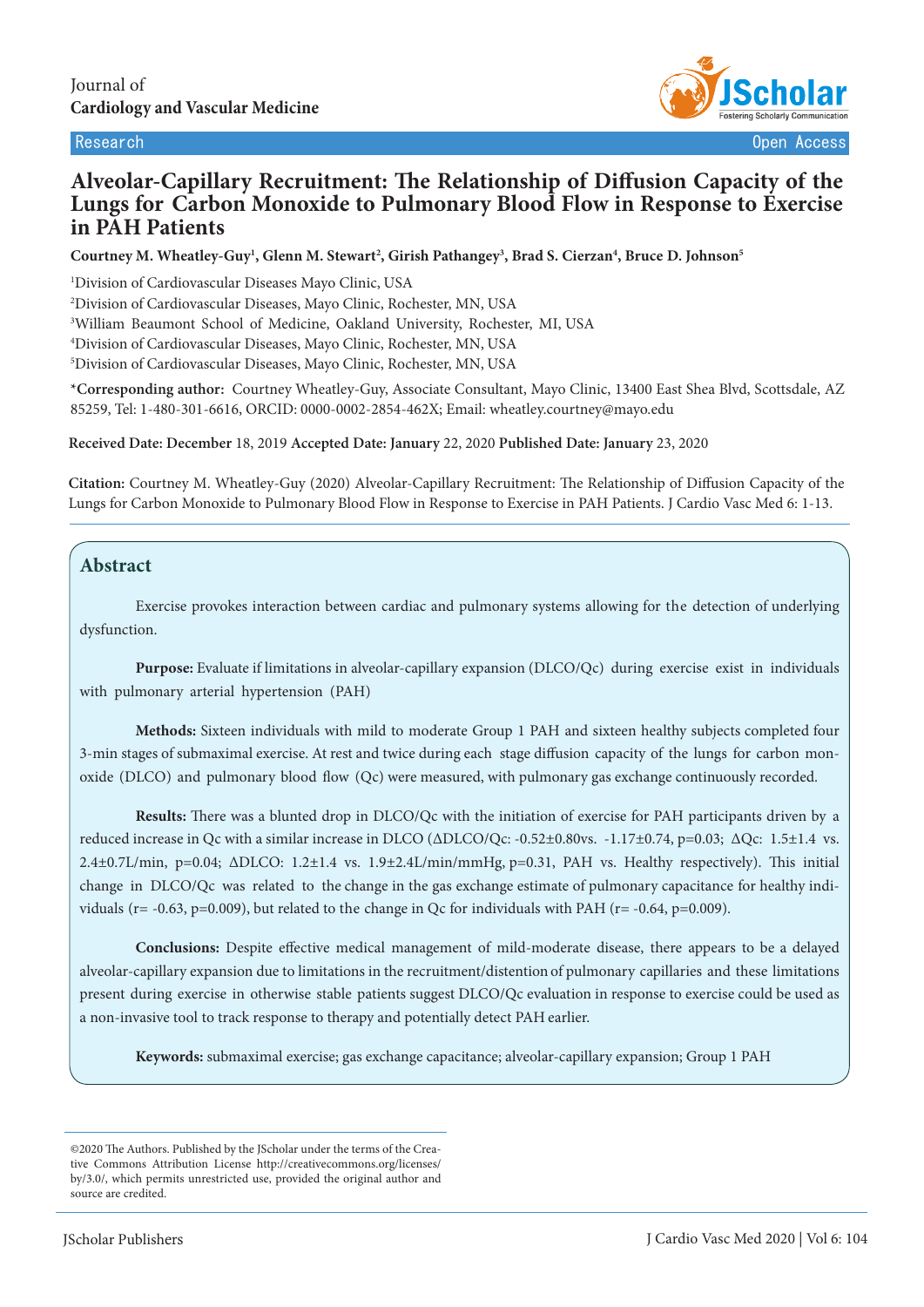Journal of
**Cardiology and Vascular Medicine**

Research | Open Access

# Alveolar-Capillary Recruitment: The Relationship of Diffusion Capacity of the Lungs for Carbon Monoxide to Pulmonary Blood Flow in Response to Exercise in PAH Patients

**Courtney M. Wheatley-Guy[1], Glenn M. Stewart[2], Girish Pathangey[3], Brad S. Cierzan[4], Bruce D. Johnson[5]**

[1]Division of Cardiovascular Diseases Mayo Clinic, USA
[2]Division of Cardiovascular Diseases, Mayo Clinic, Rochester, MN, USA
[3]William Beaumont School of Medicine, Oakland University, Rochester, MI, USA
[4]Division of Cardiovascular Diseases, Mayo Clinic, Rochester, MN, USA
[5]Division of Cardiovascular Diseases, Mayo Clinic, Rochester, MN, USA

***Corresponding author:** Courtney Wheatley-Guy, Associate Consultant, Mayo Clinic, 13400 East Shea Blvd, Scottsdale, AZ 85259, Tel: 1-480-301-6616, ORCID: 0000-0002-2854-462X; Email: wheatley.courtney@mayo.edu

**Received Date: December** 18, 2019 **Accepted Date: January** 22, 2020 **Published Date: January** 23, 2020

**Citation:** Courtney M. Wheatley-Guy (2020) Alveolar-Capillary Recruitment: The Relationship of Diffusion Capacity of the Lungs for Carbon Monoxide to Pulmonary Blood Flow in Response to Exercise in PAH Patients. J Cardio Vasc Med 6: 1-13.

## Abstract

Exercise provokes interaction between cardiac and pulmonary systems allowing for the detection of underlying dysfunction.

**Purpose:** Evaluate if limitations in alveolar-capillary expansion (DLCO/Qc) during exercise exist in individuals with pulmonary arterial hypertension (PAH)

**Methods:** Sixteen individuals with mild to moderate Group 1 PAH and sixteen healthy subjects completed four 3-min stages of submaximal exercise. At rest and twice during each stage diffusion capacity of the lungs for carbon monoxide (DLCO) and pulmonary blood flow (Qc) were measured, with pulmonary gas exchange continuously recorded.

**Results:** There was a blunted drop in DLCO/Qc with the initiation of exercise for PAH participants driven by a reduced increase in Qc with a similar increase in DLCO (ΔDLCO/Qc: -0.52±0.80vs. -1.17±0.74, $p$=0.03; ΔQc: 1.5±1.4 vs. 2.4±0.7L/min, $p$=0.04; ΔDLCO: 1.2±1.4 vs. 1.9±2.4L/min/mmHg, $p$=0.31, PAH vs. Healthy respectively). This initial change in DLCO/Qc was related to the change in the gas exchange estimate of pulmonary capacitance for healthy individuals ($r$= -0.63, $p$=0.009), but related to the change in Qc for individuals with PAH ($r$= -0.64, $p$=0.009).

**Conclusions:** Despite effective medical management of mild-moderate disease, there appears to be a delayed alveolar-capillary expansion due to limitations in the recruitment/distention of pulmonary capillaries and these limitations present during exercise in otherwise stable patients suggest DLCO/Qc evaluation in response to exercise could be used as a non-invasive tool to track response to therapy and potentially detect PAH earlier.

**Keywords:** submaximal exercise; gas exchange capacitance; alveolar-capillary expansion; Group 1 PAH

©2020 The Authors. Published by the JScholar under the terms of the Creative Commons Attribution License http://creativecommons.org/licenses/by/3.0/, which permits unrestricted use, provided the original author and source are credited.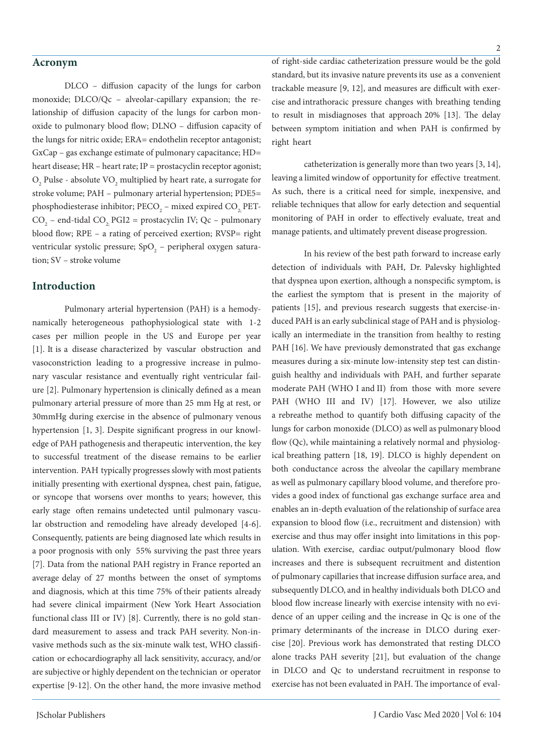## Acronym

DLCO – diffusion capacity of the lungs for carbon monoxide; DLCO/Qc – alveolar-capillary expansion; the relationship of diffusion capacity of the lungs for carbon monoxide to pulmonary blood flow; DLNO – diffusion capacity of the lungs for nitric oxide; ERA= endothelin receptor antagonist; GxCap – gas exchange estimate of pulmonary capacitance; HD= heart disease; HR – heart rate; IP = prostacyclin receptor agonist; $O_2$ Pulse - absolute $VO_2$ multiplied by heart rate, a surrogate for stroke volume; PAH – pulmonary arterial hypertension; PDE5= phosphodiesterase inhibitor; $PECO_2$ – mixed expired $CO_2$; $PETCO_2$ – end-tidal $CO_2$; PGI2 = prostacyclin IV; Qc – pulmonary blood flow; RPE – a rating of perceived exertion; RVSP= right ventricular systolic pressure; $SpO_2$ – peripheral oxygen saturation; SV – stroke volume

## Introduction

Pulmonary arterial hypertension (PAH) is a hemodynamically heterogeneous pathophysiological state with 1-2 cases per million people in the US and Europe per year [1]. It is a disease characterized by vascular obstruction and vasoconstriction leading to a progressive increase in pulmonary vascular resistance and eventually right ventricular failure [2]. Pulmonary hypertension is clinically defined as a mean pulmonary arterial pressure of more than 25 mm Hg at rest, or 30mmHg during exercise in the absence of pulmonary venous hypertension [1, 3]. Despite significant progress in our knowledge of PAH pathogenesis and therapeutic intervention, the key to successful treatment of the disease remains to be earlier intervention. PAH typically progresses slowly with most patients initially presenting with exertional dyspnea, chest pain, fatigue, or syncope that worsens over months to years; however, this early stage often remains undetected until pulmonary vascular obstruction and remodeling have already developed [4-6]. Consequently, patients are being diagnosed late which results in a poor prognosis with only 55% surviving the past three years [7]. Data from the national PAH registry in France reported an average delay of 27 months between the onset of symptoms and diagnosis, which at this time 75% of their patients already had severe clinical impairment (New York Heart Association functional class III or IV) [8]. Currently, there is no gold standard measurement to assess and track PAH severity. Non-invasive methods such as the six-minute walk test, WHO classification or echocardiography all lack sensitivity, accuracy, and/or are subjective or highly dependent on the technician or operator expertise [9-12]. On the other hand, the more invasive method of right-side cardiac catheterization pressure would be the gold standard, but its invasive nature prevents its use as a convenient trackable measure [9, 12], and measures are difficult with exercise and intrathoracic pressure changes with breathing tending to result in misdiagnoses that approach 20% [13]. The delay between symptom initiation and when PAH is confirmed by right heart catheterization is generally more than two years [3, 14], leaving a limited window of opportunity for effective treatment. As such, there is a critical need for simple, inexpensive, and reliable techniques that allow for early detection and sequential monitoring of PAH in order to effectively evaluate, treat and manage patients, and ultimately prevent disease progression.

In his review of the best path forward to increase early detection of individuals with PAH, Dr. Palevsky highlighted that dyspnea upon exertion, although a nonspecific symptom, is the earliest the symptom that is present in the majority of patients [15], and previous research suggests that exercise-induced PAH is an early subclinical stage of PAH and is physiologically an intermediate in the transition from healthy to resting PAH [16]. We have previously demonstrated that gas exchange measures during a six-minute low-intensity step test can distinguish healthy and individuals with PAH, and further separate moderate PAH (WHO I and II) from those with more severe PAH (WHO III and IV) [17]. However, we also utilize a rebreathe method to quantify both diffusing capacity of the lungs for carbon monoxide (DLCO) as well as pulmonary blood flow (Qc), while maintaining a relatively normal and physiological breathing pattern [18, 19]. DLCO is highly dependent on both conductance across the alveolar the capillary membrane as well as pulmonary capillary blood volume, and therefore provides a good index of functional gas exchange surface area and enables an in-depth evaluation of the relationship of surface area expansion to blood flow (i.e., recruitment and distension) with exercise and thus may offer insight into limitations in this population. With exercise, cardiac output/pulmonary blood flow increases and there is subsequent recruitment and distention of pulmonary capillaries that increase diffusion surface area, and subsequently DLCO, and in healthy individuals both DLCO and blood flow increase linearly with exercise intensity with no evidence of an upper ceiling and the increase in Qc is one of the primary determinants of the increase in DLCO during exercise [20]. Previous work has demonstrated that resting DLCO alone tracks PAH severity [21], but evaluation of the change in DLCO and Qc to understand recruitment in response to exercise has not been evaluated in PAH. The importance of eval-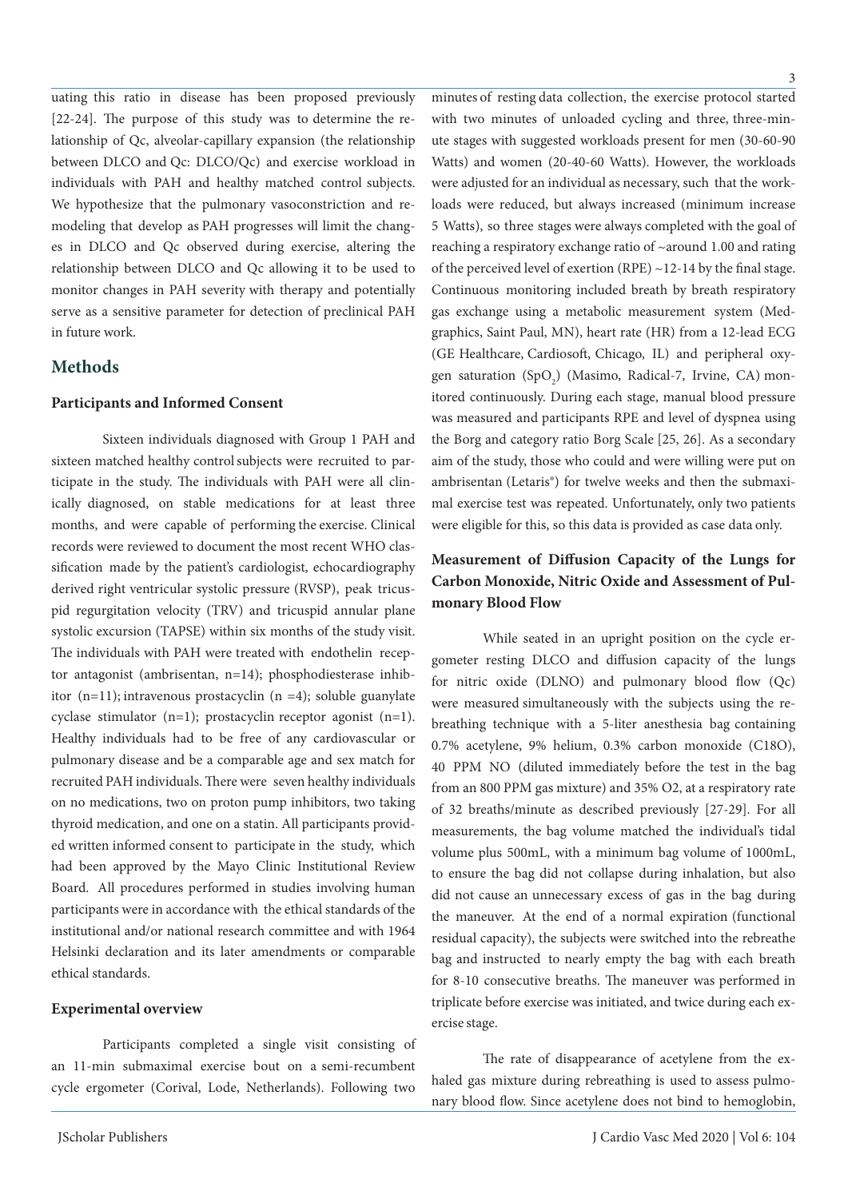uating this ratio in disease has been proposed previously [22-24]. The purpose of this study was to determine the relationship of Qc, alveolar-capillary expansion (the relationship between DLCO and Qc: DLCO/Qc) and exercise workload in individuals with PAH and healthy matched control subjects. We hypothesize that the pulmonary vasoconstriction and remodeling that develop as PAH progresses will limit the changes in DLCO and Qc observed during exercise, altering the relationship between DLCO and Qc allowing it to be used to monitor changes in PAH severity with therapy and potentially serve as a sensitive parameter for detection of preclinical PAH in future work.

## Methods

### Participants and Informed Consent

Sixteen individuals diagnosed with Group 1 PAH and sixteen matched healthy control subjects were recruited to participate in the study. The individuals with PAH were all clinically diagnosed, on stable medications for at least three months, and were capable of performing the exercise. Clinical records were reviewed to document the most recent WHO classification made by the patient's cardiologist, echocardiography derived right ventricular systolic pressure (RVSP), peak tricuspid regurgitation velocity (TRV) and tricuspid annular plane systolic excursion (TAPSE) within six months of the study visit. The individuals with PAH were treated with endothelin receptor antagonist (ambrisentan, n=14); phosphodiesterase inhibitor (n=11); intravenous prostacyclin (n =4); soluble guanylate cyclase stimulator (n=1); prostacyclin receptor agonist (n=1). Healthy individuals had to be free of any cardiovascular or pulmonary disease and be a comparable age and sex match for recruited PAH individuals. There were seven healthy individuals on no medications, two on proton pump inhibitors, two taking thyroid medication, and one on a statin. All participants provided written informed consent to participate in the study, which had been approved by the Mayo Clinic Institutional Review Board. All procedures performed in studies involving human participants were in accordance with the ethical standards of the institutional and/or national research committee and with 1964 Helsinki declaration and its later amendments or comparable ethical standards.

### Experimental overview

Participants completed a single visit consisting of an 11-min submaximal exercise bout on a semi-recumbent cycle ergometer (Corival, Lode, Netherlands). Following two minutes of resting data collection, the exercise protocol started with two minutes of unloaded cycling and three, three-minute stages with suggested workloads present for men (30-60-90 Watts) and women (20-40-60 Watts). However, the workloads were adjusted for an individual as necessary, such that the workloads were reduced, but always increased (minimum increase 5 Watts), so three stages were always completed with the goal of reaching a respiratory exchange ratio of ~around 1.00 and rating of the perceived level of exertion (RPE) ~12-14 by the final stage. Continuous monitoring included breath by breath respiratory gas exchange using a metabolic measurement system (Medgraphics, Saint Paul, MN), heart rate (HR) from a 12-lead ECG (GE Healthcare, Cardiosoft, Chicago, IL) and peripheral oxygen saturation ($SpO_2$) (Masimo, Radical-7, Irvine, CA) monitored continuously. During each stage, manual blood pressure was measured and participants RPE and level of dyspnea using the Borg and category ratio Borg Scale [25, 26]. As a secondary aim of the study, those who could and were willing were put on ambrisentan (Letaris®) for twelve weeks and then the submaximal exercise test was repeated. Unfortunately, only two patients were eligible for this, so this data is provided as case data only.

### Measurement of Diffusion Capacity of the Lungs for Carbon Monoxide, Nitric Oxide and Assessment of Pulmonary Blood Flow

While seated in an upright position on the cycle ergometer resting DLCO and diffusion capacity of the lungs for nitric oxide (DLNO) and pulmonary blood flow (Qc) were measured simultaneously with the subjects using the rebreathing technique with a 5-liter anesthesia bag containing 0.7% acetylene, 9% helium, 0.3% carbon monoxide (C18O), 40 PPM NO (diluted immediately before the test in the bag from an 800 PPM gas mixture) and 35% O2, at a respiratory rate of 32 breaths/minute as described previously [27-29]. For all measurements, the bag volume matched the individual's tidal volume plus 500mL, with a minimum bag volume of 1000mL, to ensure the bag did not collapse during inhalation, but also did not cause an unnecessary excess of gas in the bag during the maneuver. At the end of a normal expiration (functional residual capacity), the subjects were switched into the rebreathe bag and instructed to nearly empty the bag with each breath for 8-10 consecutive breaths. The maneuver was performed in triplicate before exercise was initiated, and twice during each exercise stage.

The rate of disappearance of acetylene from the exhaled gas mixture during rebreathing is used to assess pulmonary blood flow. Since acetylene does not bind to hemoglobin,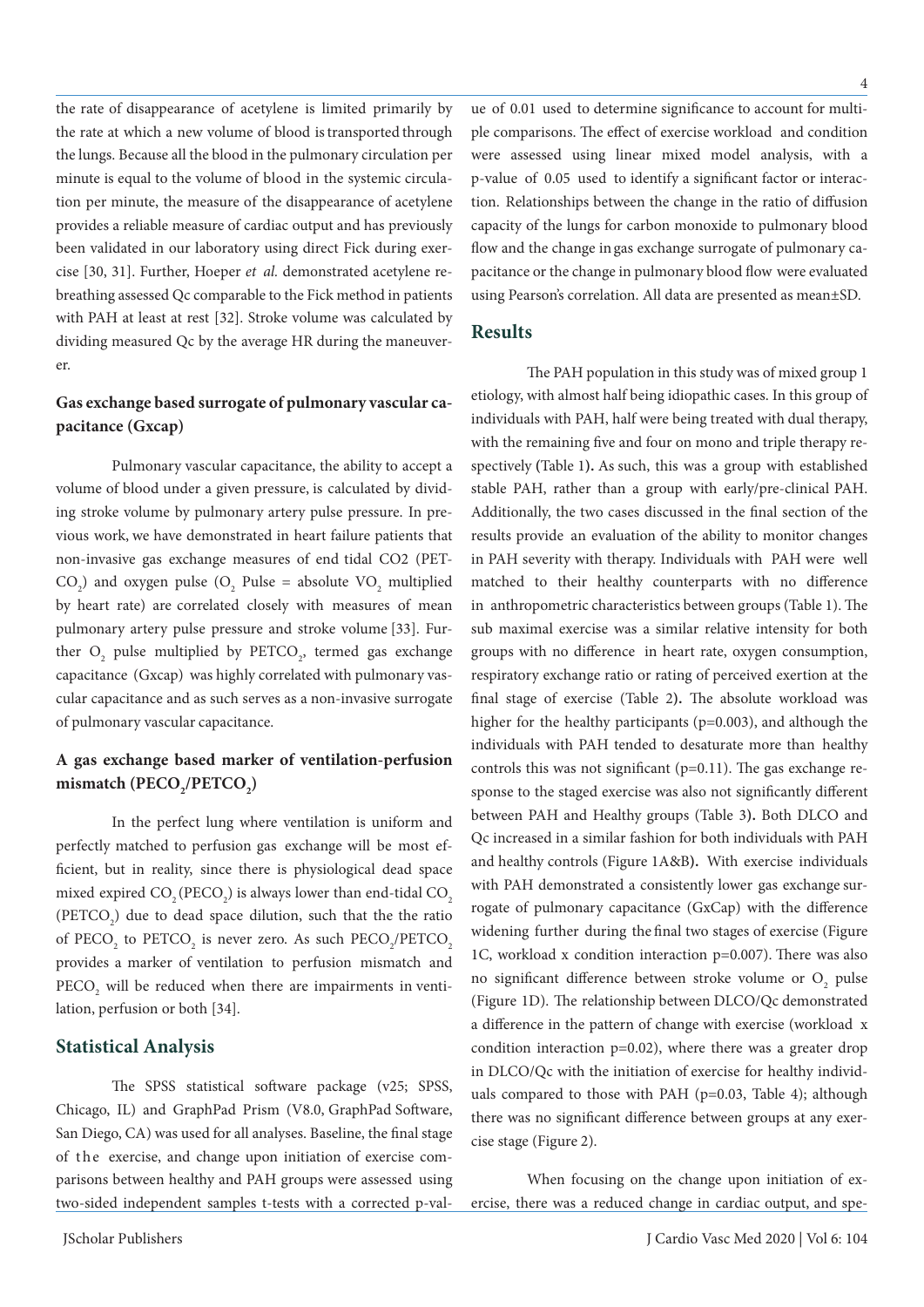the rate of disappearance of acetylene is limited primarily by the rate at which a new volume of blood is transported through the lungs. Because all the blood in the pulmonary circulation per minute is equal to the volume of blood in the systemic circulation per minute, the measure of the disappearance of acetylene provides a reliable measure of cardiac output and has previously been validated in our laboratory using direct Fick during exercise [30, 31]. Further, Hoeper *et al.* demonstrated acetylene rebreathing assessed Qc comparable to the Fick method in patients with PAH at least at rest [32]. Stroke volume was calculated by dividing measured Qc by the average HR during the maneuver.

### Gas exchange based surrogate of pulmonary vascular capacitance (Gxcap)

Pulmonary vascular capacitance, the ability to accept a volume of blood under a given pressure, is calculated by dividing stroke volume by pulmonary artery pulse pressure. In previous work, we have demonstrated in heart failure patients that non-invasive gas exchange measures of end tidal CO2 ($PETCO_2$) and oxygen pulse ($O_2$ Pulse = absolute $VO_2$ multiplied by heart rate) are correlated closely with measures of mean pulmonary artery pulse pressure and stroke volume [33]. Further $O_2$ pulse multiplied by $PETCO_2$, termed gas exchange capacitance (Gxcap) was highly correlated with pulmonary vascular capacitance and as such serves as a non-invasive surrogate of pulmonary vascular capacitance.

### A gas exchange based marker of ventilation-perfusion mismatch ($PECO_2$/$PETCO_2$)

In the perfect lung where ventilation is uniform and perfectly matched to perfusion gas exchange will be most efficient, but in reality, since there is physiological dead space mixed expired $CO_2$ ($PECO_2$) is always lower than end-tidal $CO_2$ ($PETCO_2$) due to dead space dilution, such that the the ratio of $PECO_2$ to $PETCO_2$ is never zero. As such $PECO_2$/$PETCO_2$ provides a marker of ventilation to perfusion mismatch and $PECO_2$ will be reduced when there are impairments in ventilation, perfusion or both [34].

## Statistical Analysis

The SPSS statistical software package (v25; SPSS, Chicago, IL) and GraphPad Prism (V8.0, GraphPad Software, San Diego, CA) was used for all analyses. Baseline, the final stage of the exercise, and change upon initiation of exercise comparisons between healthy and PAH groups were assessed using two-sided independent samples t-tests with a corrected p-value of 0.01 used to determine significance to account for multiple comparisons. The effect of exercise workload and condition were assessed using linear mixed model analysis, with a p-value of 0.05 used to identify a significant factor or interaction. Relationships between the change in the ratio of diffusion capacity of the lungs for carbon monoxide to pulmonary blood flow and the change in gas exchange surrogate of pulmonary capacitance or the change in pulmonary blood flow were evaluated using Pearson's correlation. All data are presented as mean±SD.

## Results

The PAH population in this study was of mixed group 1 etiology, with almost half being idiopathic cases. In this group of individuals with PAH, half were being treated with dual therapy, with the remaining five and four on mono and triple therapy respectively (Table 1). As such, this was a group with established stable PAH, rather than a group with early/pre-clinical PAH. Additionally, the two cases discussed in the final section of the results provide an evaluation of the ability to monitor changes in PAH severity with therapy. Individuals with PAH were well matched to their healthy counterparts with no difference in anthropometric characteristics between groups (Table 1). The sub maximal exercise was a similar relative intensity for both groups with no difference in heart rate, oxygen consumption, respiratory exchange ratio or rating of perceived exertion at the final stage of exercise (Table 2). The absolute workload was higher for the healthy participants ($p=0.003$), and although the individuals with PAH tended to desaturate more than healthy controls this was not significant ($p=0.11$). The gas exchange response to the staged exercise was also not significantly different between PAH and Healthy groups (Table 3). Both DLCO and Qc increased in a similar fashion for both individuals with PAH and healthy controls (Figure 1A&B). With exercise individuals with PAH demonstrated a consistently lower gas exchange surrogate of pulmonary capacitance (GxCap) with the difference widening further during the final two stages of exercise (Figure 1C, workload x condition interaction $p=0.007$). There was also no significant difference between stroke volume or $O_2$ pulse (Figure 1D). The relationship between DLCO/Qc demonstrated a difference in the pattern of change with exercise (workload x condition interaction $p=0.02$), where there was a greater drop in DLCO/Qc with the initiation of exercise for healthy individuals compared to those with PAH ($p=0.03$, Table 4); although there was no significant difference between groups at any exercise stage (Figure 2).

When focusing on the change upon initiation of exercise, there was a reduced change in cardiac output, and spe-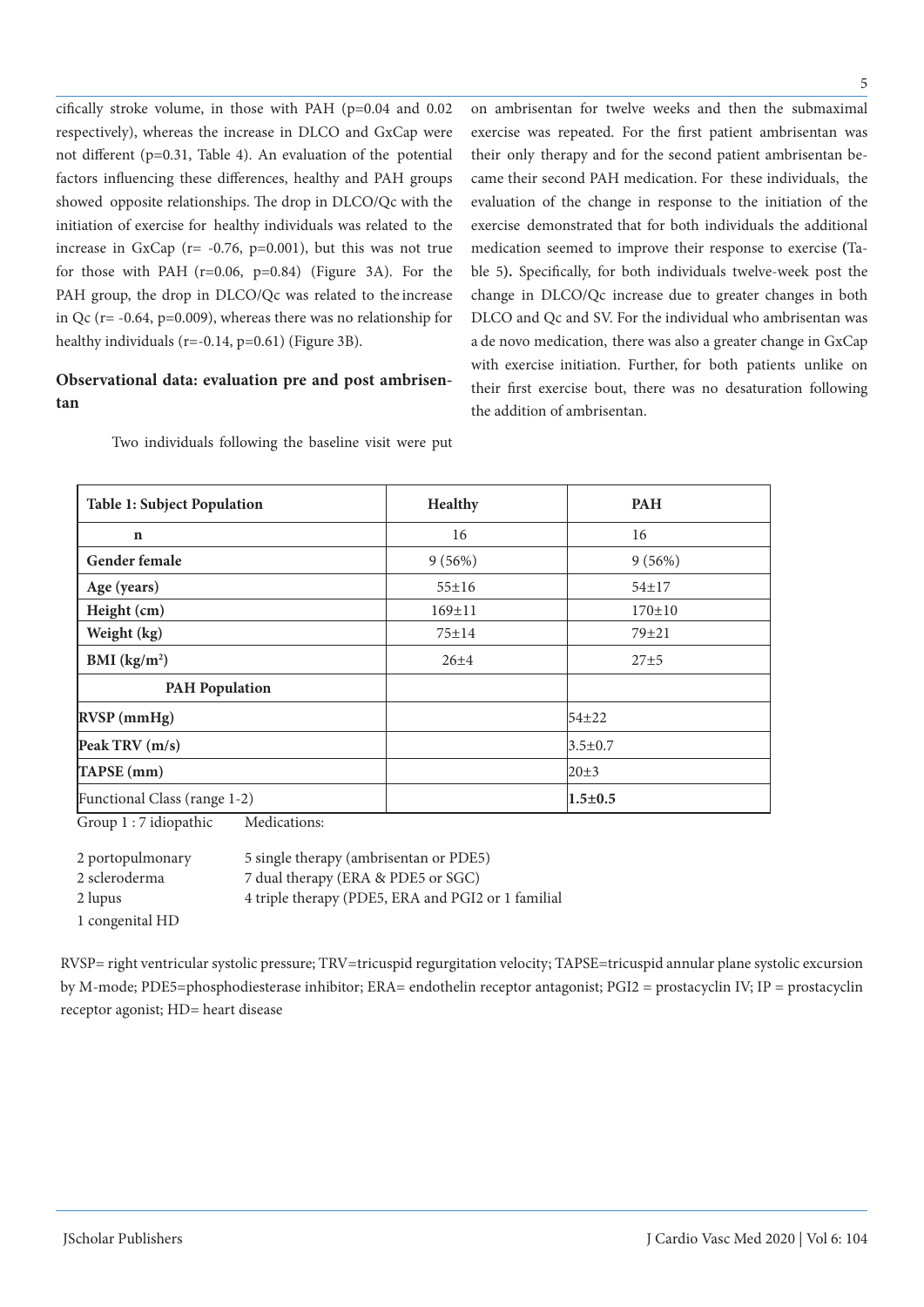cifically stroke volume, in those with PAH (p=0.04 and 0.02 respectively), whereas the increase in DLCO and GxCap were not different (p=0.31, Table 4). An evaluation of the potential factors influencing these differences, healthy and PAH groups showed opposite relationships. The drop in DLCO/Qc with the initiation of exercise for healthy individuals was related to the increase in GxCap (r= -0.76, p=0.001), but this was not true for those with PAH (r=0.06, p=0.84) (Figure 3A). For the PAH group, the drop in DLCO/Qc was related to the increase in Qc (r= -0.64, p=0.009), whereas there was no relationship for healthy individuals (r=-0.14, p=0.61) (Figure 3B).

## Observational data: evaluation pre and post ambrisentan

Two individuals following the baseline visit were put on ambrisentan for twelve weeks and then the submaximal exercise was repeated. For the first patient ambrisentan was their only therapy and for the second patient ambrisentan became their second PAH medication. For these individuals, the evaluation of the change in response to the initiation of the exercise demonstrated that for both individuals the additional medication seemed to improve their response to exercise (Table 5). Specifically, for both individuals twelve-week post the change in DLCO/Qc increase due to greater changes in both DLCO and Qc and SV. For the individual who ambrisentan was a de novo medication, there was also a greater change in GxCap with exercise initiation. Further, for both patients unlike on their first exercise bout, there was no desaturation following the addition of ambrisentan.

| Table 1: Subject Population | Healthy | PAH |
|---|---|---|
| n | 16 | 16 |
| Gender female | 9 (56%) | 9 (56%) |
| Age (years) | 55±16 | 54±17 |
| Height (cm) | 169±11 | 170±10 |
| Weight (kg) | 75±14 | 79±21 |
| BMI (kg/m²) | 26±4 | 27±5 |
| PAH Population | | |
| RVSP (mmHg) | | 54±22 |
| Peak TRV (m/s) | | 3.5±0.7 |
| TAPSE (mm) | | 20±3 |
| Functional Class (range 1-2) | | **1.5±0.5** |

| Group 1 : 7 idiopathic | Medications: |
|---|---|
| 2 portopulmonary | 5 single therapy (ambrisentan or PDE5) |
| 2 scleroderma | 7 dual therapy (ERA & PDE5 or SGC) |
| 2 lupus | 4 triple therapy (PDE5, ERA and PGI2 or 1 familial |
| 1 congenital HD | |

RVSP= right ventricular systolic pressure; TRV=tricuspid regurgitation velocity; TAPSE=tricuspid annular plane systolic excursion by M-mode; PDE5=phosphodiesterase inhibitor; ERA= endothelin receptor antagonist; PGI2 = prostacyclin IV; IP = prostacyclin receptor agonist; HD= heart disease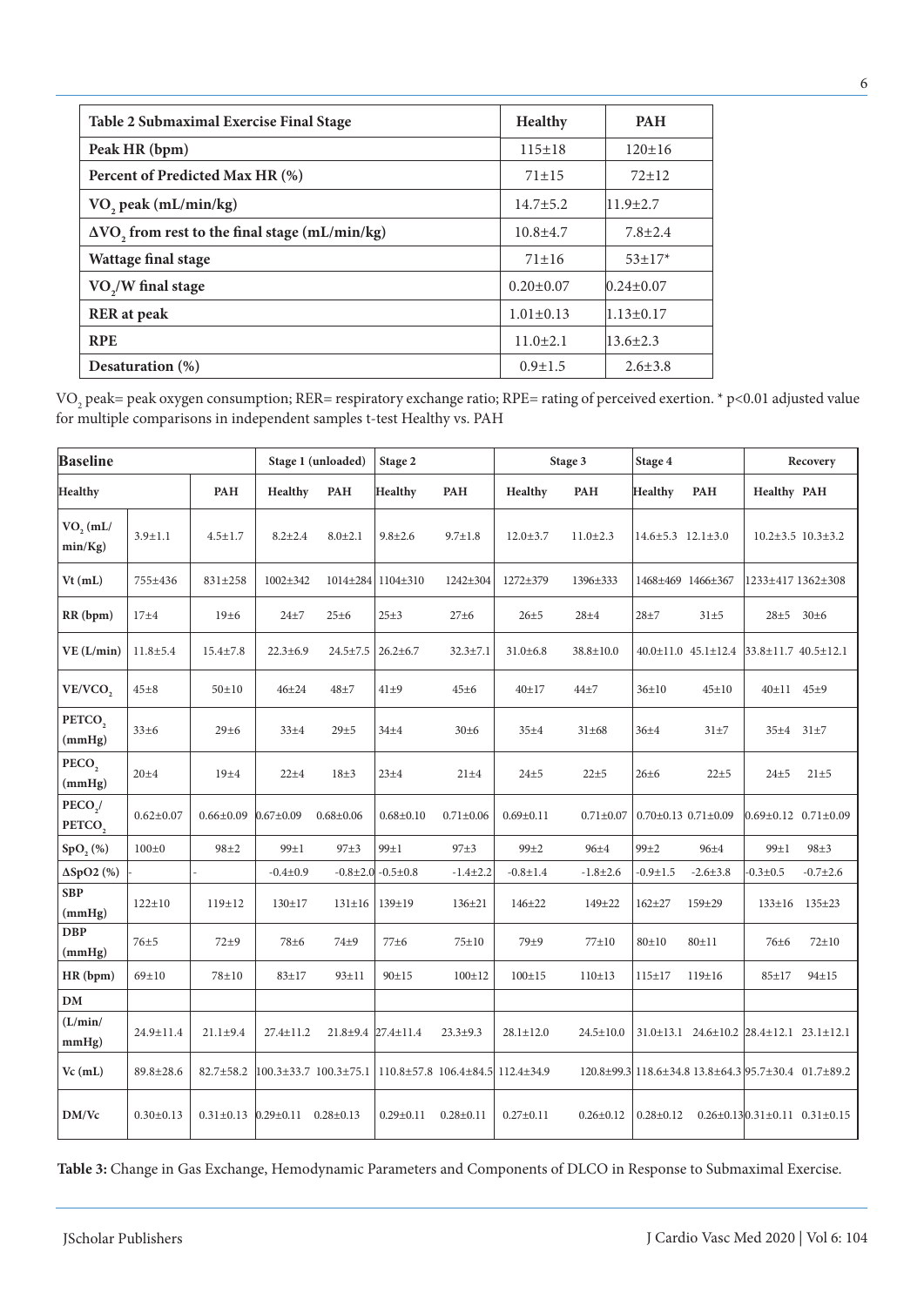| Table 2 Submaximal Exercise Final Stage | Healthy | PAH |
|---|---|---|
| Peak HR (bpm) | 115±18 | 120±16 |
| Percent of Predicted Max HR (%) | 71±15 | 72±12 |
| $VO_2$ peak (mL/min/kg) | 14.7±5.2 | 11.9±2.7 |
| $\Delta VO_2$ from rest to the final stage (mL/min/kg) | 10.8±4.7 | 7.8±2.4 |
| Wattage final stage | 71±16 | 53±17* |
| $VO_2$/W final stage | 0.20±0.07 | 0.24±0.07 |
| RER at peak | 1.01±0.13 | 1.13±0.17 |
| RPE | 11.0±2.1 | 13.6±2.3 |
| Desaturation (%) | 0.9±1.5 | 2.6±3.8 |

$VO_2$ peak= peak oxygen consumption; RER= respiratory exchange ratio; RPE= rating of perceived exertion. * p<0.01 adjusted value for multiple comparisons in independent samples t-test Healthy vs. PAH

| Baseline | | | Stage 1 (unloaded) | | Stage 2 | | Stage 3 | | Stage 4 | | Recovery | |
|---|---|---|---|---|---|---|---|---|---|---|---|---|
| | Healthy | PAH | Healthy | PAH | Healthy | PAH | Healthy | PAH | Healthy | PAH | Healthy | PAH |
| $VO_2$ (mL/min/Kg) | 3.9±1.1 | 4.5±1.7 | 8.2±2.4 | 8.0±2.1 | 9.8±2.6 | 9.7±1.8 | 12.0±3.7 | 11.0±2.3 | 14.6±5.3 | 12.1±3.0 | 10.2±3.5 | 10.3±3.2 |
| Vt (mL) | 755±436 | 831±258 | 1002±342 | 1014±284 | 1104±310 | 1242±304 | 1272±379 | 1396±333 | 1468±469 | 1466±367 | 1233±417 | 1362±308 |
| RR (bpm) | 17±4 | 19±6 | 24±7 | 25±6 | 25±3 | 27±6 | 26±5 | 28±4 | 28±7 | 31±5 | 28±5 | 30±6 |
| VE (L/min) | 11.8±5.4 | 15.4±7.8 | 22.3±6.9 | 24.5±7.5 | 26.2±6.7 | 32.3±7.1 | 31.0±6.8 | 38.8±10.0 | 40.0±11.0 | 45.1±12.4 | 33.8±11.7 | 40.5±12.1 |
| $VE/VCO_2$ | 45±8 | 50±10 | 46±24 | 48±7 | 41±9 | 45±6 | 40±17 | 44±7 | 36±10 | 45±10 | 40±11 | 45±9 |
| $PETCO_2$ (mmHg) | 33±6 | 29±6 | 33±4 | 29±5 | 34±4 | 30±6 | 35±4 | 31±68 | 36±4 | 31±7 | 35±4 | 31±7 |
| $PECO_2$ (mmHg) | 20±4 | 19±4 | 22±4 | 18±3 | 23±4 | 21±4 | 24±5 | 22±5 | 26±6 | 22±5 | 24±5 | 21±5 |
| $PECO_2$/$PETCO_2$ | 0.62±0.07 | 0.66±0.09 | 0.67±0.09 | 0.68±0.06 | 0.68±0.10 | 0.71±0.06 | 0.69±0.11 | 0.71±0.07 | 0.70±0.13 | 0.71±0.09 | 0.69±0.12 | 0.71±0.09 |
| $SpO_2$ (%) | 100±0 | 98±2 | 99±1 | 97±3 | 99±1 | 97±3 | 99±2 | 96±4 | 99±2 | 96±4 | 99±1 | 98±3 |
| $\Delta SpO2$ (%) | - | - | -0.4±0.9 | -0.8±2.0 | -0.5±0.8 | -1.4±2.2 | -0.8±1.4 | -1.8±2.6 | -0.9±1.5 | -2.6±3.8 | -0.3±0.5 | -0.7±2.6 |
| SBP (mmHg) | 122±10 | 119±12 | 130±17 | 131±16 | 139±19 | 136±21 | 146±22 | 149±22 | 162±27 | 159±29 | 133±16 | 135±23 |
| DBP (mmHg) | 76±5 | 72±9 | 78±6 | 74±9 | 77±6 | 75±10 | 79±9 | 77±10 | 80±10 | 80±11 | 76±6 | 72±10 |
| HR (bpm) | 69±10 | 78±10 | 83±17 | 93±11 | 90±15 | 100±12 | 100±15 | 110±13 | 115±17 | 119±16 | 85±17 | 94±15 |
| DM | | | | | | | | | | | | |
| (L/min/mmHg) | 24.9±11.4 | 21.1±9.4 | 27.4±11.2 | 21.8±9.4 | 27.4±11.4 | 23.3±9.3 | 28.1±12.0 | 24.5±10.0 | 31.0±13.1 | 24.6±10.2 | 28.4±12.1 | 23.1±12.1 |
| Vc (mL) | 89.8±28.6 | 82.7±58.2 | 100.3±33.7 | 100.3±75.1 | 110.8±57.8 | 106.4±84.5 | 112.4±34.9 | 120.8±99.3 | 118.6±34.8 | 13.8±64.3 | 95.7±30.4 | 01.7±89.2 |
| DM/Vc | 0.30±0.13 | 0.31±0.13 | 0.29±0.11 | 0.28±0.13 | 0.29±0.11 | 0.28±0.11 | 0.27±0.11 | 0.26±0.12 | 0.28±0.12 | 0.26±0.13 | 0.31±0.11 | 0.31±0.15 |

**Table 3:** Change in Gas Exchange, Hemodynamic Parameters and Components of DLCO in Response to Submaximal Exercise.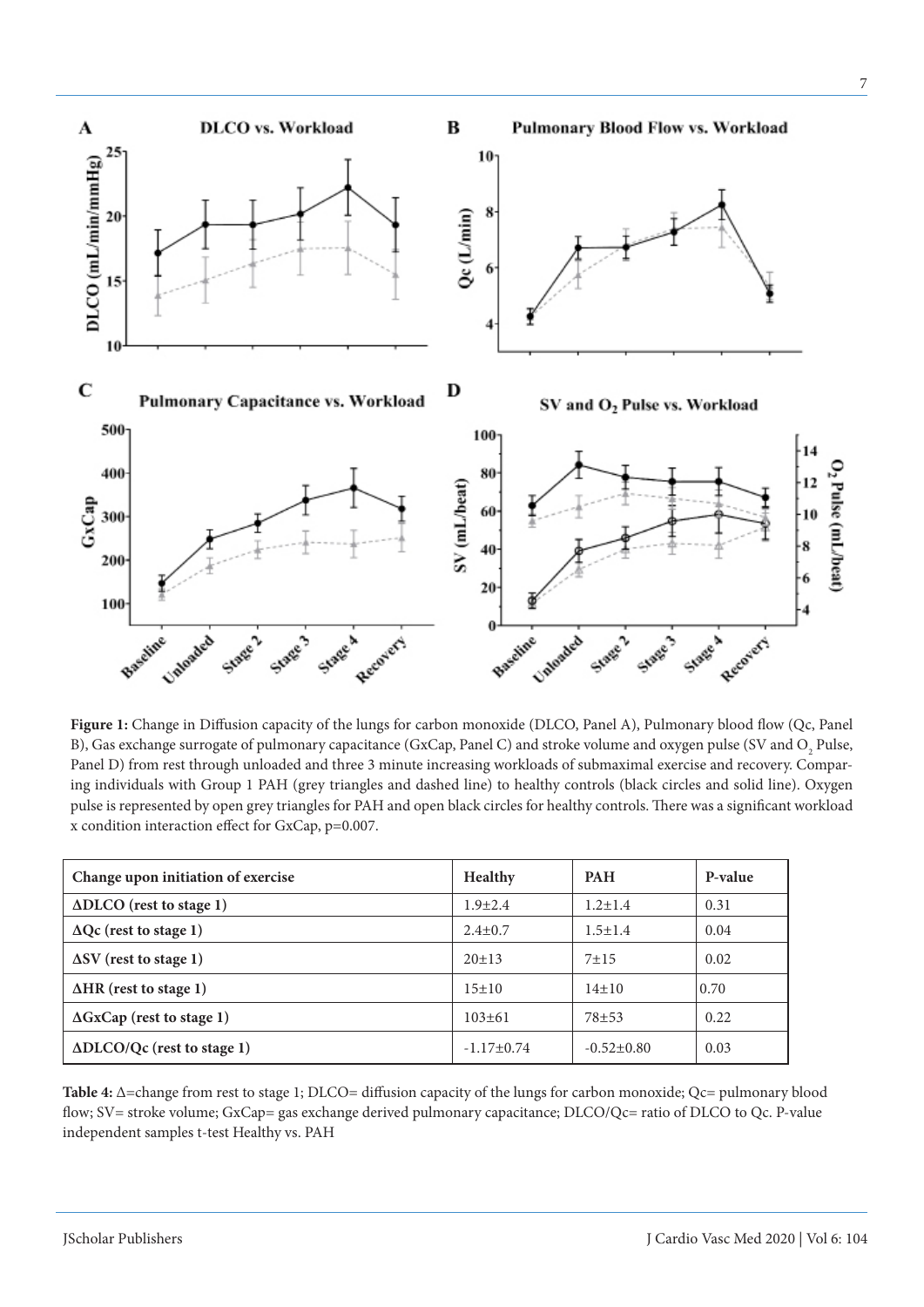**Figure 1:** Change in Diffusion capacity of the lungs for carbon monoxide (DLCO, Panel A), Pulmonary blood flow (Qc, Panel B), Gas exchange surrogate of pulmonary capacitance (GxCap, Panel C) and stroke volume and oxygen pulse (SV and $O_2$ Pulse, Panel D) from rest through unloaded and three 3 minute increasing workloads of submaximal exercise and recovery. Comparing individuals with Group 1 PAH (grey triangles and dashed line) to healthy controls (black circles and solid line). Oxygen pulse is represented by open grey triangles for PAH and open black circles for healthy controls. There was a significant workload x condition interaction effect for GxCap, p=0.007.

| Change upon initiation of exercise | Healthy | PAH | P-value |
| --- | --- | --- | --- |
| ΔDLCO (rest to stage 1) | 1.9±2.4 | 1.2±1.4 | 0.31 |
| ΔQc (rest to stage 1) | 2.4±0.7 | 1.5±1.4 | 0.04 |
| ΔSV (rest to stage 1) | 20±13 | 7±15 | 0.02 |
| ΔHR (rest to stage 1) | 15±10 | 14±10 | 0.70 |
| ΔGxCap (rest to stage 1) | 103±61 | 78±53 | 0.22 |
| ΔDLCO/Qc (rest to stage 1) | -1.17±0.74 | -0.52±0.80 | 0.03 |

**Table 4:** Δ=change from rest to stage 1; DLCO= diffusion capacity of the lungs for carbon monoxide; Qc= pulmonary blood flow; SV= stroke volume; GxCap= gas exchange derived pulmonary capacitance; DLCO/Qc= ratio of DLCO to Qc. P-value independent samples t-test Healthy vs. PAH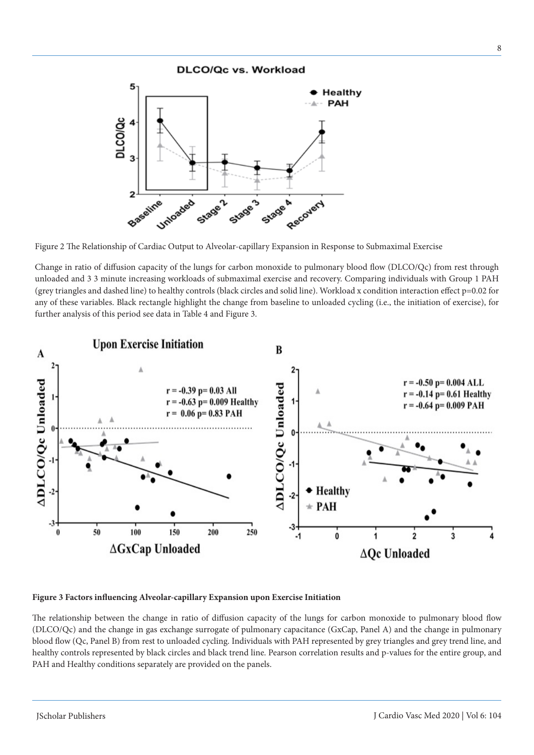Figure 2 The Relationship of Cardiac Output to Alveolar-capillary Expansion in Response to Submaximal Exercise

Change in ratio of diffusion capacity of the lungs for carbon monoxide to pulmonary blood flow (DLCO/Qc) from rest through unloaded and 3 3 minute increasing workloads of submaximal exercise and recovery. Comparing individuals with Group 1 PAH (grey triangles and dashed line) to healthy controls (black circles and solid line). Workload x condition interaction effect p=0.02 for any of these variables. Black rectangle highlight the change from baseline to unloaded cycling (i.e., the initiation of exercise), for further analysis of this period see data in Table 4 and Figure 3.

**Figure 3 Factors influencing Alveolar-capillary Expansion upon Exercise Initiation**

The relationship between the change in ratio of diffusion capacity of the lungs for carbon monoxide to pulmonary blood flow (DLCO/Qc) and the change in gas exchange surrogate of pulmonary capacitance (GxCap, Panel A) and the change in pulmonary blood flow (Qc, Panel B) from rest to unloaded cycling. Individuals with PAH represented by grey triangles and grey trend line, and healthy controls represented by black circles and black trend line. Pearson correlation results and p-values for the entire group, and PAH and Healthy conditions separately are provided on the panels.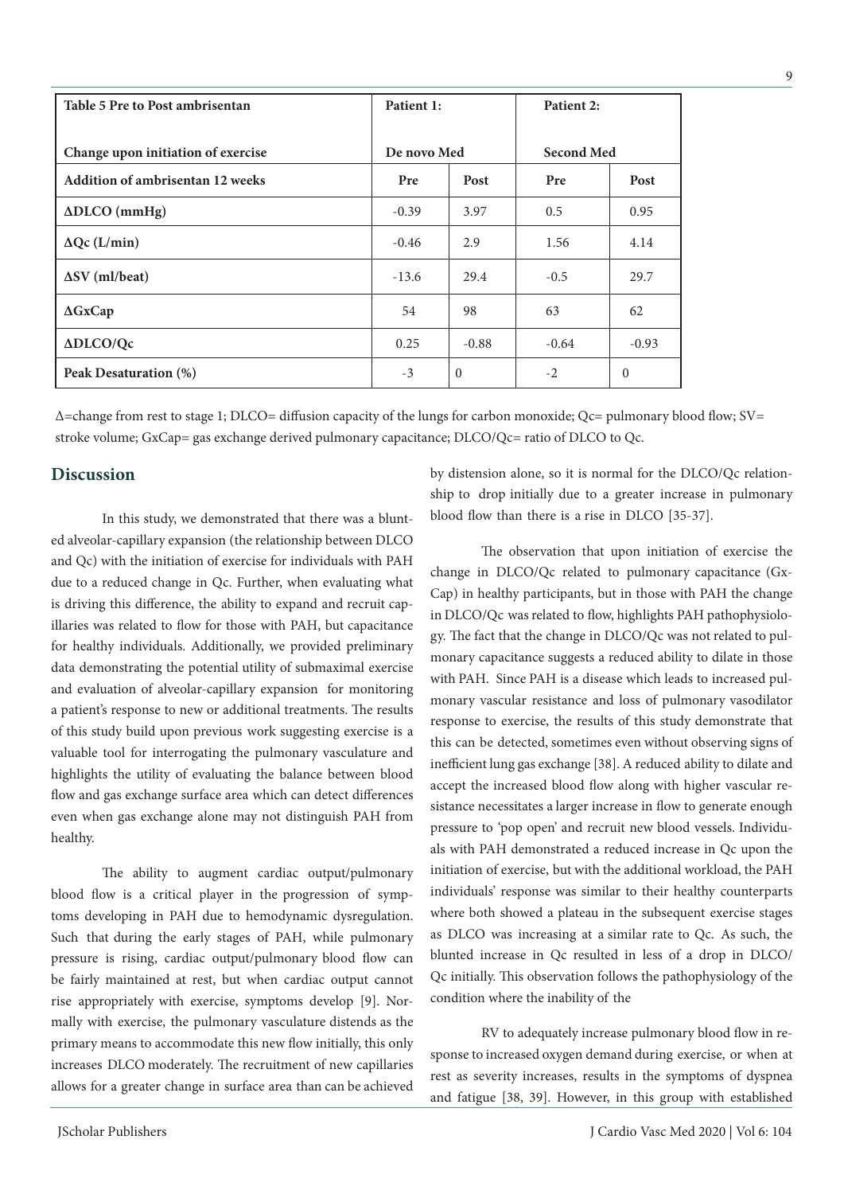| Table 5 Pre to Post ambrisentan | Patient 1: | | Patient 2: | |
|---|---|---|---|---|
| Change upon initiation of exercise | De novo Med | | Second Med | |
| Addition of ambrisentan 12 weeks | Pre | Post | Pre | Post |
| ΔDLCO (mmHg) | -0.39 | 3.97 | 0.5 | 0.95 |
| ΔQc (L/min) | -0.46 | 2.9 | 1.56 | 4.14 |
| ΔSV (ml/beat) | -13.6 | 29.4 | -0.5 | 29.7 |
| ΔGxCap | 54 | 98 | 63 | 62 |
| ΔDLCO/Qc | 0.25 | -0.88 | -0.64 | -0.93 |
| Peak Desaturation (%) | -3 | 0 | -2 | 0 |

Δ=change from rest to stage 1; DLCO= diffusion capacity of the lungs for carbon monoxide; Qc= pulmonary blood flow; SV= stroke volume; GxCap= gas exchange derived pulmonary capacitance; DLCO/Qc= ratio of DLCO to Qc.

## Discussion

In this study, we demonstrated that there was a blunted alveolar-capillary expansion (the relationship between DLCO and Qc) with the initiation of exercise for individuals with PAH due to a reduced change in Qc. Further, when evaluating what is driving this difference, the ability to expand and recruit capillaries was related to flow for those with PAH, but capacitance for healthy individuals. Additionally, we provided preliminary data demonstrating the potential utility of submaximal exercise and evaluation of alveolar-capillary expansion for monitoring a patient's response to new or additional treatments. The results of this study build upon previous work suggesting exercise is a valuable tool for interrogating the pulmonary vasculature and highlights the utility of evaluating the balance between blood flow and gas exchange surface area which can detect differences even when gas exchange alone may not distinguish PAH from healthy.

The ability to augment cardiac output/pulmonary blood flow is a critical player in the progression of symptoms developing in PAH due to hemodynamic dysregulation. Such that during the early stages of PAH, while pulmonary pressure is rising, cardiac output/pulmonary blood flow can be fairly maintained at rest, but when cardiac output cannot rise appropriately with exercise, symptoms develop [9]. Normally with exercise, the pulmonary vasculature distends as the primary means to accommodate this new flow initially, this only increases DLCO moderately. The recruitment of new capillaries allows for a greater change in surface area than can be achieved by distension alone, so it is normal for the DLCO/Qc relationship to drop initially due to a greater increase in pulmonary blood flow than there is a rise in DLCO [35-37].

The observation that upon initiation of exercise the change in DLCO/Qc related to pulmonary capacitance (GxCap) in healthy participants, but in those with PAH the change in DLCO/Qc was related to flow, highlights PAH pathophysiology. The fact that the change in DLCO/Qc was not related to pulmonary capacitance suggests a reduced ability to dilate in those with PAH. Since PAH is a disease which leads to increased pulmonary vascular resistance and loss of pulmonary vasodilator response to exercise, the results of this study demonstrate that this can be detected, sometimes even without observing signs of inefficient lung gas exchange [38]. A reduced ability to dilate and accept the increased blood flow along with higher vascular resistance necessitates a larger increase in flow to generate enough pressure to 'pop open' and recruit new blood vessels. Individuals with PAH demonstrated a reduced increase in Qc upon the initiation of exercise, but with the additional workload, the PAH individuals' response was similar to their healthy counterparts where both showed a plateau in the subsequent exercise stages as DLCO was increasing at a similar rate to Qc. As such, the blunted increase in Qc resulted in less of a drop in DLCO/Qc initially. This observation follows the pathophysiology of the condition where the inability of the RV to adequately increase pulmonary blood flow in response to increased oxygen demand during exercise, or when at rest as severity increases, results in the symptoms of dyspnea and fatigue [38, 39]. However, in this group with established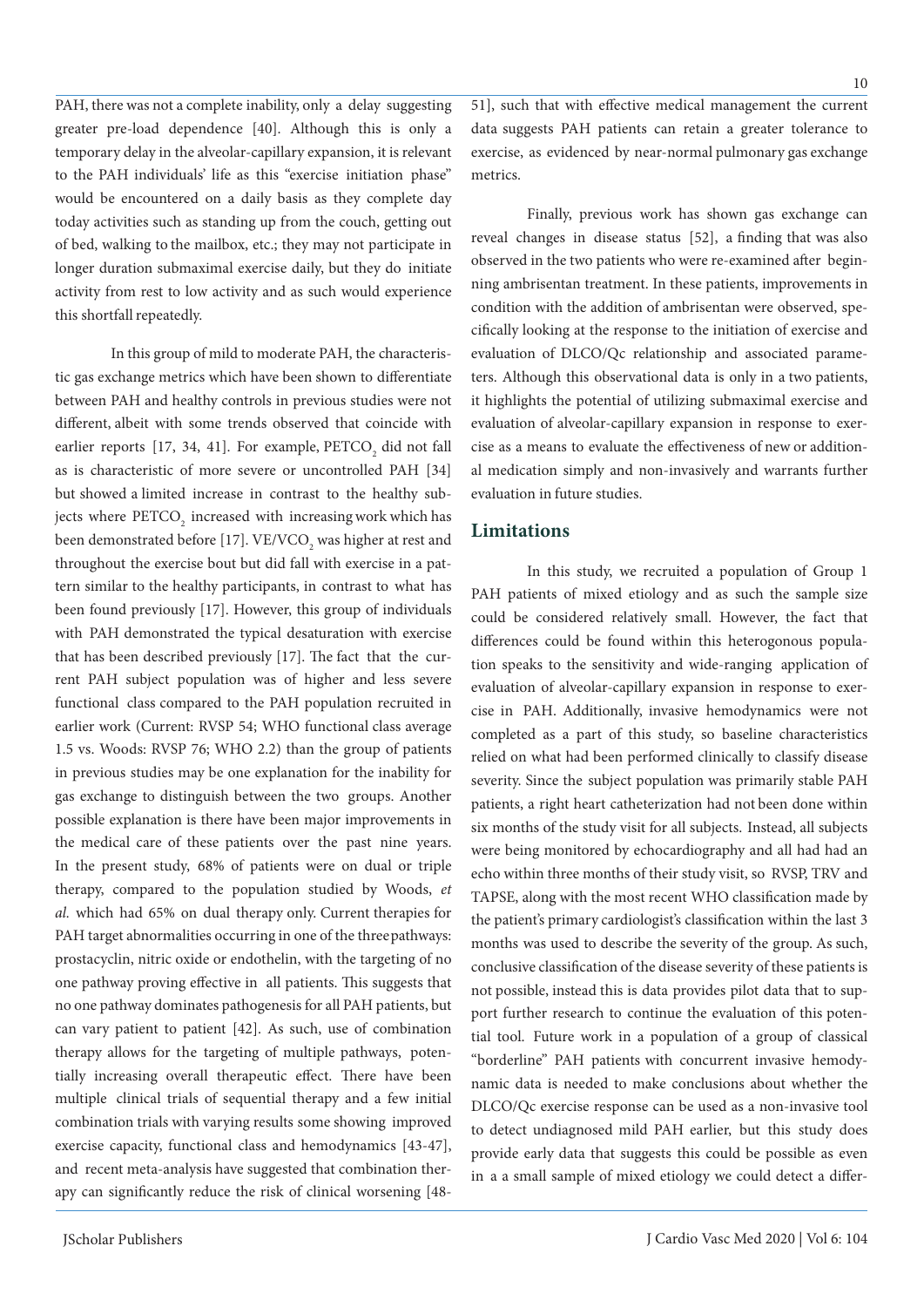PAH, there was not a complete inability, only a delay suggesting greater pre-load dependence [40]. Although this is only a temporary delay in the alveolar-capillary expansion, it is relevant to the PAH individuals' life as this "exercise initiation phase" would be encountered on a daily basis as they complete day today activities such as standing up from the couch, getting out of bed, walking to the mailbox, etc.; they may not participate in longer duration submaximal exercise daily, but they do initiate activity from rest to low activity and as such would experience this shortfall repeatedly.

In this group of mild to moderate PAH, the characteristic gas exchange metrics which have been shown to differentiate between PAH and healthy controls in previous studies were not different, albeit with some trends observed that coincide with earlier reports [17, 34, 41]. For example, $PETCO_2$ did not fall as is characteristic of more severe or uncontrolled PAH [34] but showed a limited increase in contrast to the healthy subjects where $PETCO_2$ increased with increasing work which has been demonstrated before [17]. $VE/VCO_2$ was higher at rest and throughout the exercise bout but did fall with exercise in a pattern similar to the healthy participants, in contrast to what has been found previously [17]. However, this group of individuals with PAH demonstrated the typical desaturation with exercise that has been described previously [17]. The fact that the current PAH subject population was of higher and less severe functional class compared to the PAH population recruited in earlier work (Current: RVSP 54; WHO functional class average 1.5 vs. Woods: RVSP 76; WHO 2.2) than the group of patients in previous studies may be one explanation for the inability for gas exchange to distinguish between the two groups. Another possible explanation is there have been major improvements in the medical care of these patients over the past nine years. In the present study, 68% of patients were on dual or triple therapy, compared to the population studied by Woods, *et al.* which had 65% on dual therapy only. Current therapies for PAH target abnormalities occurring in one of the three pathways: prostacyclin, nitric oxide or endothelin, with the targeting of no one pathway proving effective in all patients. This suggests that no one pathway dominates pathogenesis for all PAH patients, but can vary patient to patient [42]. As such, use of combination therapy allows for the targeting of multiple pathways, potentially increasing overall therapeutic effect. There have been multiple clinical trials of sequential therapy and a few initial combination trials with varying results some showing improved exercise capacity, functional class and hemodynamics [43-47], and recent meta-analysis have suggested that combination therapy can significantly reduce the risk of clinical worsening [48-51], such that with effective medical management the current data suggests PAH patients can retain a greater tolerance to exercise, as evidenced by near-normal pulmonary gas exchange metrics.

Finally, previous work has shown gas exchange can reveal changes in disease status [52], a finding that was also observed in the two patients who were re-examined after beginning ambrisentan treatment. In these patients, improvements in condition with the addition of ambrisentan were observed, specifically looking at the response to the initiation of exercise and evaluation of DLCO/Qc relationship and associated parameters. Although this observational data is only in a two patients, it highlights the potential of utilizing submaximal exercise and evaluation of alveolar-capillary expansion in response to exercise as a means to evaluate the effectiveness of new or additional medication simply and non-invasively and warrants further evaluation in future studies.

## Limitations

In this study, we recruited a population of Group 1 PAH patients of mixed etiology and as such the sample size could be considered relatively small. However, the fact that differences could be found within this heterogonous population speaks to the sensitivity and wide-ranging application of evaluation of alveolar-capillary expansion in response to exercise in PAH. Additionally, invasive hemodynamics were not completed as a part of this study, so baseline characteristics relied on what had been performed clinically to classify disease severity. Since the subject population was primarily stable PAH patients, a right heart catheterization had not been done within six months of the study visit for all subjects. Instead, all subjects were being monitored by echocardiography and all had had an echo within three months of their study visit, so RVSP, TRV and TAPSE, along with the most recent WHO classification made by the patient's primary cardiologist's classification within the last 3 months was used to describe the severity of the group. As such, conclusive classification of the disease severity of these patients is not possible, instead this is data provides pilot data that to support further research to continue the evaluation of this potential tool. Future work in a population of a group of classical "borderline" PAH patients with concurrent invasive hemodynamic data is needed to make conclusions about whether the DLCO/Qc exercise response can be used as a non-invasive tool to detect undiagnosed mild PAH earlier, but this study does provide early data that suggests this could be possible as even in a a small sample of mixed etiology we could detect a differ-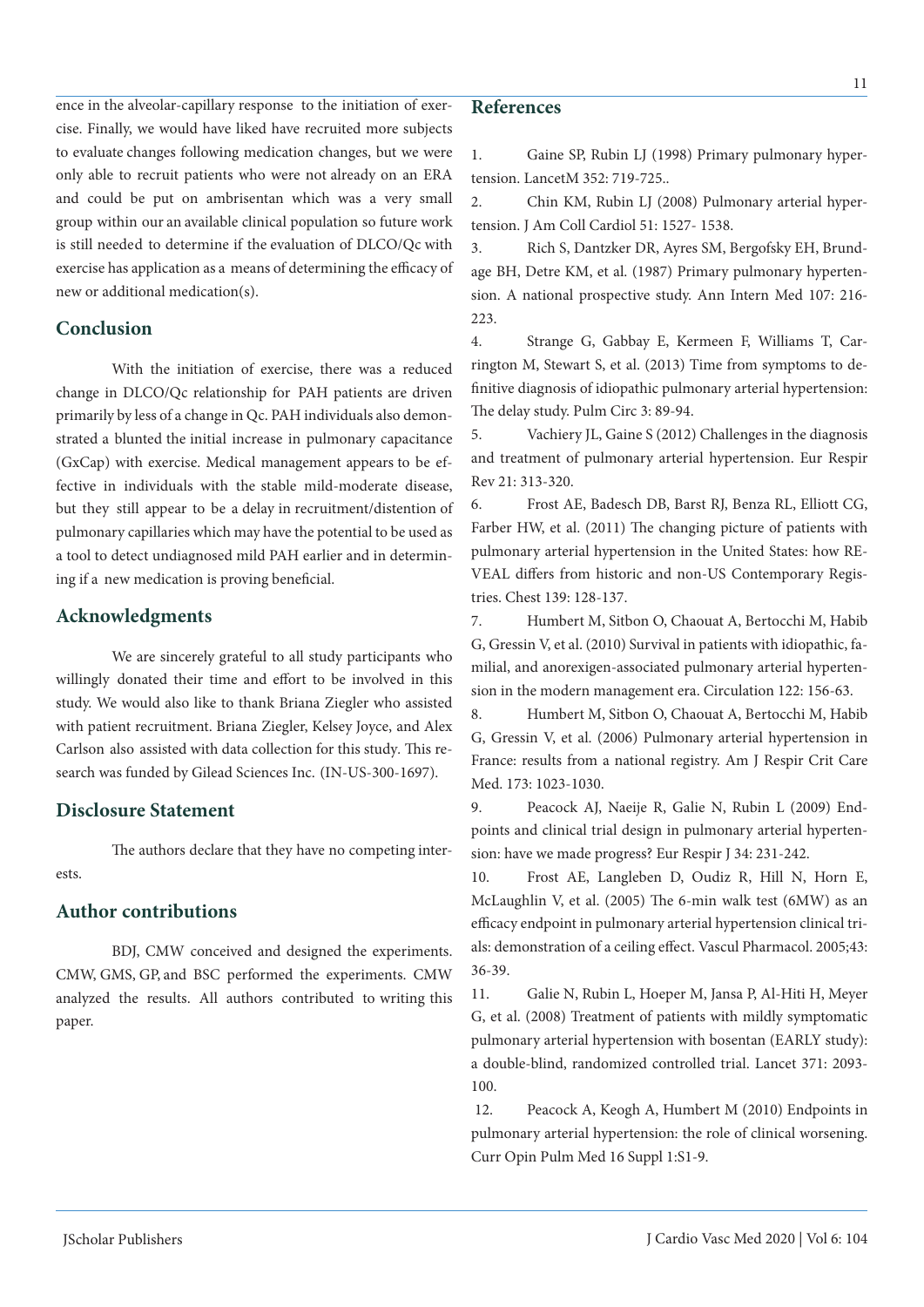ence in the alveolar-capillary response to the initiation of exercise. Finally, we would have liked have recruited more subjects to evaluate changes following medication changes, but we were only able to recruit patients who were not already on an ERA and could be put on ambrisentan which was a very small group within our an available clinical population so future work is still needed to determine if the evaluation of DLCO/Qc with exercise has application as a means of determining the efficacy of new or additional medication(s).

## Conclusion

With the initiation of exercise, there was a reduced change in DLCO/Qc relationship for PAH patients are driven primarily by less of a change in Qc. PAH individuals also demonstrated a blunted the initial increase in pulmonary capacitance (GxCap) with exercise. Medical management appears to be effective in individuals with the stable mild-moderate disease, but they still appear to be a delay in recruitment/distention of pulmonary capillaries which may have the potential to be used as a tool to detect undiagnosed mild PAH earlier and in determining if a new medication is proving beneficial.

## Acknowledgments

We are sincerely grateful to all study participants who willingly donated their time and effort to be involved in this study. We would also like to thank Briana Ziegler who assisted with patient recruitment. Briana Ziegler, Kelsey Joyce, and Alex Carlson also assisted with data collection for this study. This research was funded by Gilead Sciences Inc. (IN-US-300-1697).

## Disclosure Statement

The authors declare that they have no competing interests.

## Author contributions

BDJ, CMW conceived and designed the experiments. CMW, GMS, GP, and BSC performed the experiments. CMW analyzed the results. All authors contributed to writing this paper.

## References

1. Gaine SP, Rubin LJ (1998) Primary pulmonary hypertension. LancetM 352: 719-725..

2. Chin KM, Rubin LJ (2008) Pulmonary arterial hypertension. J Am Coll Cardiol 51: 1527- 1538.

3. Rich S, Dantzker DR, Ayres SM, Bergofsky EH, Brundage BH, Detre KM, et al. (1987) Primary pulmonary hypertension. A national prospective study. Ann Intern Med 107: 216-223.

4. Strange G, Gabbay E, Kermeen F, Williams T, Carrington M, Stewart S, et al. (2013) Time from symptoms to definitive diagnosis of idiopathic pulmonary arterial hypertension: The delay study. Pulm Circ 3: 89-94.

5. Vachiery JL, Gaine S (2012) Challenges in the diagnosis and treatment of pulmonary arterial hypertension. Eur Respir Rev 21: 313-320.

6. Frost AE, Badesch DB, Barst RJ, Benza RL, Elliott CG, Farber HW, et al. (2011) The changing picture of patients with pulmonary arterial hypertension in the United States: how REVEAL differs from historic and non-US Contemporary Registries. Chest 139: 128-137.

7. Humbert M, Sitbon O, Chaouat A, Bertocchi M, Habib G, Gressin V, et al. (2010) Survival in patients with idiopathic, familial, and anorexigen-associated pulmonary arterial hypertension in the modern management era. Circulation 122: 156-63.

8. Humbert M, Sitbon O, Chaouat A, Bertocchi M, Habib G, Gressin V, et al. (2006) Pulmonary arterial hypertension in France: results from a national registry. Am J Respir Crit Care Med. 173: 1023-1030.

9. Peacock AJ, Naeije R, Galie N, Rubin L (2009) Endpoints and clinical trial design in pulmonary arterial hypertension: have we made progress? Eur Respir J 34: 231-242.

10. Frost AE, Langleben D, Oudiz R, Hill N, Horn E, McLaughlin V, et al. (2005) The 6-min walk test (6MW) as an efficacy endpoint in pulmonary arterial hypertension clinical trials: demonstration of a ceiling effect. Vascul Pharmacol. 2005;43: 36-39.

11. Galie N, Rubin L, Hoeper M, Jansa P, Al-Hiti H, Meyer G, et al. (2008) Treatment of patients with mildly symptomatic pulmonary arterial hypertension with bosentan (EARLY study): a double-blind, randomized controlled trial. Lancet 371: 2093-100.

12. Peacock A, Keogh A, Humbert M (2010) Endpoints in pulmonary arterial hypertension: the role of clinical worsening. Curr Opin Pulm Med 16 Suppl 1:S1-9.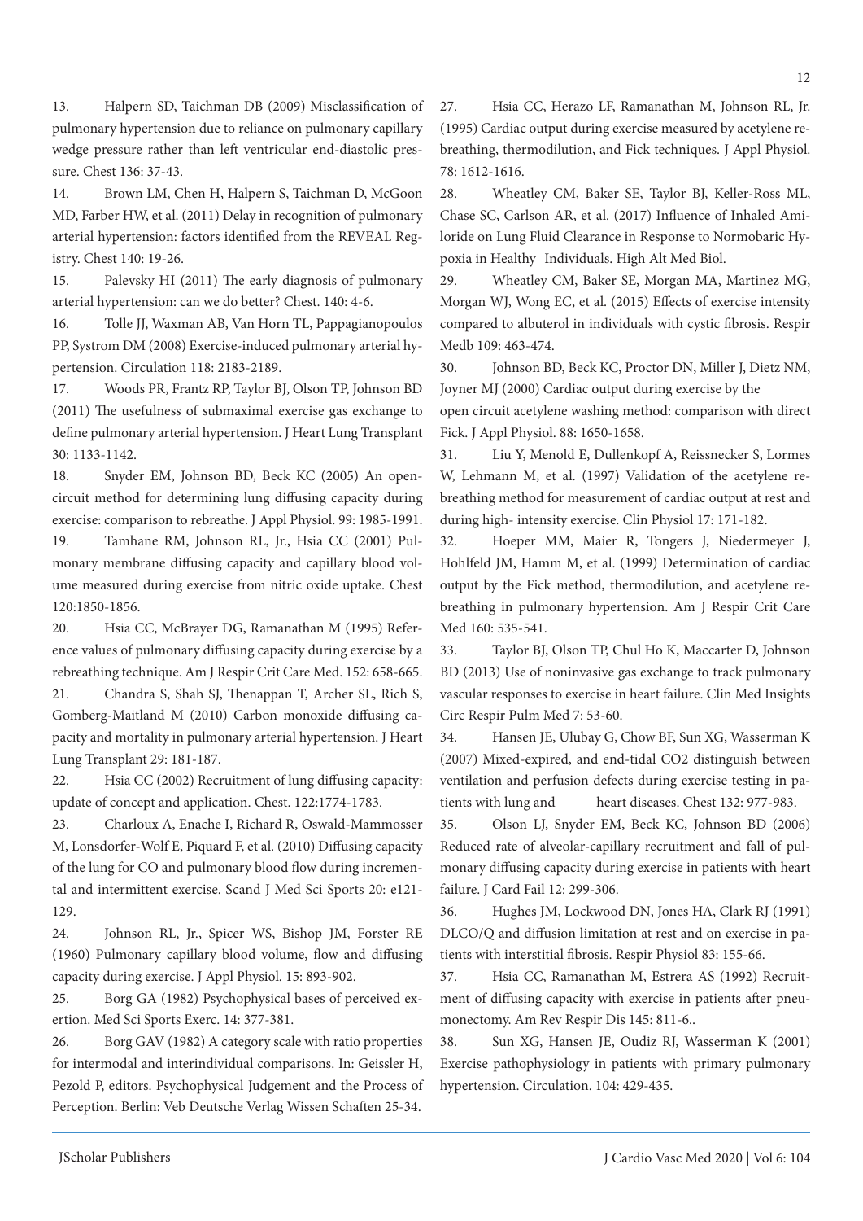13. Halpern SD, Taichman DB (2009) Misclassification of pulmonary hypertension due to reliance on pulmonary capillary wedge pressure rather than left ventricular end-diastolic pressure. Chest 136: 37-43.

14. Brown LM, Chen H, Halpern S, Taichman D, McGoon MD, Farber HW, et al. (2011) Delay in recognition of pulmonary arterial hypertension: factors identified from the REVEAL Registry. Chest 140: 19-26.

15. Palevsky HI (2011) The early diagnosis of pulmonary arterial hypertension: can we do better? Chest. 140: 4-6.

16. Tolle JJ, Waxman AB, Van Horn TL, Pappagianopoulos PP, Systrom DM (2008) Exercise-induced pulmonary arterial hypertension. Circulation 118: 2183-2189.

17. Woods PR, Frantz RP, Taylor BJ, Olson TP, Johnson BD (2011) The usefulness of submaximal exercise gas exchange to define pulmonary arterial hypertension. J Heart Lung Transplant 30: 1133-1142.

18. Snyder EM, Johnson BD, Beck KC (2005) An open-circuit method for determining lung diffusing capacity during exercise: comparison to rebreathe. J Appl Physiol. 99: 1985-1991.

19. Tamhane RM, Johnson RL, Jr., Hsia CC (2001) Pulmonary membrane diffusing capacity and capillary blood volume measured during exercise from nitric oxide uptake. Chest 120:1850-1856.

20. Hsia CC, McBrayer DG, Ramanathan M (1995) Reference values of pulmonary diffusing capacity during exercise by a rebreathing technique. Am J Respir Crit Care Med. 152: 658-665.

21. Chandra S, Shah SJ, Thenappan T, Archer SL, Rich S, Gomberg-Maitland M (2010) Carbon monoxide diffusing capacity and mortality in pulmonary arterial hypertension. J Heart Lung Transplant 29: 181-187.

22. Hsia CC (2002) Recruitment of lung diffusing capacity: update of concept and application. Chest. 122:1774-1783.

23. Charloux A, Enache I, Richard R, Oswald-Mammosser M, Lonsdorfer-Wolf E, Piquard F, et al. (2010) Diffusing capacity of the lung for CO and pulmonary blood flow during incremental and intermittent exercise. Scand J Med Sci Sports 20: e121-129.

24. Johnson RL, Jr., Spicer WS, Bishop JM, Forster RE (1960) Pulmonary capillary blood volume, flow and diffusing capacity during exercise. J Appl Physiol. 15: 893-902.

25. Borg GA (1982) Psychophysical bases of perceived exertion. Med Sci Sports Exerc. 14: 377-381.

26. Borg GAV (1982) A category scale with ratio properties for intermodal and interindividual comparisons. In: Geissler H, Pezold P, editors. Psychophysical Judgement and the Process of Perception. Berlin: Veb Deutsche Verlag Wissen Schaften 25-34.

27. Hsia CC, Herazo LF, Ramanathan M, Johnson RL, Jr. (1995) Cardiac output during exercise measured by acetylene rebreathing, thermodilution, and Fick techniques. J Appl Physiol. 78: 1612-1616.

28. Wheatley CM, Baker SE, Taylor BJ, Keller-Ross ML, Chase SC, Carlson AR, et al. (2017) Influence of Inhaled Amiloride on Lung Fluid Clearance in Response to Normobaric Hypoxia in Healthy Individuals. High Alt Med Biol.

29. Wheatley CM, Baker SE, Morgan MA, Martinez MG, Morgan WJ, Wong EC, et al. (2015) Effects of exercise intensity compared to albuterol in individuals with cystic fibrosis. Respir Medb 109: 463-474.

30. Johnson BD, Beck KC, Proctor DN, Miller J, Dietz NM, Joyner MJ (2000) Cardiac output during exercise by the open circuit acetylene washing method: comparison with direct Fick. J Appl Physiol. 88: 1650-1658.

31. Liu Y, Menold E, Dullenkopf A, Reissnecker S, Lormes W, Lehmann M, et al. (1997) Validation of the acetylene rebreathing method for measurement of cardiac output at rest and during high- intensity exercise. Clin Physiol 17: 171-182.

32. Hoeper MM, Maier R, Tongers J, Niedermeyer J, Hohlfeld JM, Hamm M, et al. (1999) Determination of cardiac output by the Fick method, thermodilution, and acetylene rebreathing in pulmonary hypertension. Am J Respir Crit Care Med 160: 535-541.

33. Taylor BJ, Olson TP, Chul Ho K, Maccarter D, Johnson BD (2013) Use of noninvasive gas exchange to track pulmonary vascular responses to exercise in heart failure. Clin Med Insights Circ Respir Pulm Med 7: 53-60.

34. Hansen JE, Ulubay G, Chow BF, Sun XG, Wasserman K (2007) Mixed-expired, and end-tidal CO2 distinguish between ventilation and perfusion defects during exercise testing in patients with lung and heart diseases. Chest 132: 977-983.

35. Olson LJ, Snyder EM, Beck KC, Johnson BD (2006) Reduced rate of alveolar-capillary recruitment and fall of pulmonary diffusing capacity during exercise in patients with heart failure. J Card Fail 12: 299-306.

36. Hughes JM, Lockwood DN, Jones HA, Clark RJ (1991) DLCO/Q and diffusion limitation at rest and on exercise in patients with interstitial fibrosis. Respir Physiol 83: 155-66.

37. Hsia CC, Ramanathan M, Estrera AS (1992) Recruitment of diffusing capacity with exercise in patients after pneumonectomy. Am Rev Respir Dis 145: 811-6..

38. Sun XG, Hansen JE, Oudiz RJ, Wasserman K (2001) Exercise pathophysiology in patients with primary pulmonary hypertension. Circulation. 104: 429-435.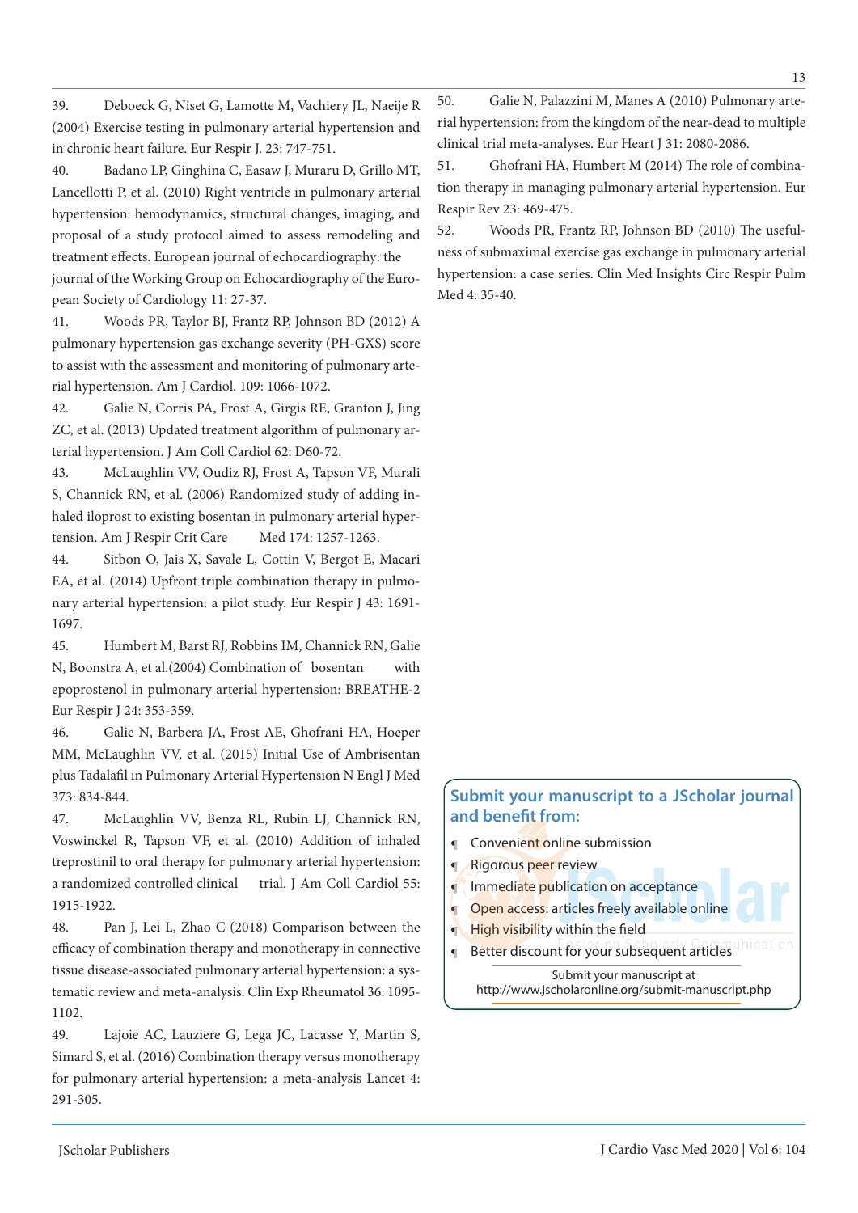39. Deboeck G, Niset G, Lamotte M, Vachiery JL, Naeije R (2004) Exercise testing in pulmonary arterial hypertension and in chronic heart failure. Eur Respir J. 23: 747-751.

40. Badano LP, Ginghina C, Easaw J, Muraru D, Grillo MT, Lancellotti P, et al. (2010) Right ventricle in pulmonary arterial hypertension: hemodynamics, structural changes, imaging, and proposal of a study protocol aimed to assess remodeling and treatment effects. European journal of echocardiography: the journal of the Working Group on Echocardiography of the European Society of Cardiology 11: 27-37.

41. Woods PR, Taylor BJ, Frantz RP, Johnson BD (2012) A pulmonary hypertension gas exchange severity (PH-GXS) score to assist with the assessment and monitoring of pulmonary arterial hypertension. Am J Cardiol. 109: 1066-1072.

42. Galie N, Corris PA, Frost A, Girgis RE, Granton J, Jing ZC, et al. (2013) Updated treatment algorithm of pulmonary arterial hypertension. J Am Coll Cardiol 62: D60-72.

43. McLaughlin VV, Oudiz RJ, Frost A, Tapson VF, Murali S, Channick RN, et al. (2006) Randomized study of adding inhaled iloprost to existing bosentan in pulmonary arterial hypertension. Am J Respir Crit Care Med 174: 1257-1263.

44. Sitbon O, Jais X, Savale L, Cottin V, Bergot E, Macari EA, et al. (2014) Upfront triple combination therapy in pulmonary arterial hypertension: a pilot study. Eur Respir J 43: 1691-1697.

45. Humbert M, Barst RJ, Robbins IM, Channick RN, Galie N, Boonstra A, et al.(2004) Combination of bosentan with epoprostenol in pulmonary arterial hypertension: BREATHE-2 Eur Respir J 24: 353-359.

46. Galie N, Barbera JA, Frost AE, Ghofrani HA, Hoeper MM, McLaughlin VV, et al. (2015) Initial Use of Ambrisentan plus Tadalafil in Pulmonary Arterial Hypertension N Engl J Med 373: 834-844.

47. McLaughlin VV, Benza RL, Rubin LJ, Channick RN, Voswinckel R, Tapson VF, et al. (2010) Addition of inhaled treprostinil to oral therapy for pulmonary arterial hypertension: a randomized controlled clinical trial. J Am Coll Cardiol 55: 1915-1922.

48. Pan J, Lei L, Zhao C (2018) Comparison between the efficacy of combination therapy and monotherapy in connective tissue disease-associated pulmonary arterial hypertension: a systematic review and meta-analysis. Clin Exp Rheumatol 36: 1095-1102.

49. Lajoie AC, Lauziere G, Lega JC, Lacasse Y, Martin S, Simard S, et al. (2016) Combination therapy versus monotherapy for pulmonary arterial hypertension: a meta-analysis Lancet 4: 291-305.

50. Galie N, Palazzini M, Manes A (2010) Pulmonary arterial hypertension: from the kingdom of the near-dead to multiple clinical trial meta-analyses. Eur Heart J 31: 2080-2086.

51. Ghofrani HA, Humbert M (2014) The role of combination therapy in managing pulmonary arterial hypertension. Eur Respir Rev 23: 469-475.

52. Woods PR, Frantz RP, Johnson BD (2010) The usefulness of submaximal exercise gas exchange in pulmonary arterial hypertension: a case series. Clin Med Insights Circ Respir Pulm Med 4: 35-40.

**Submit your manuscript to a JScholar journal and benefit from:**

- Convenient online submission
- Rigorous peer review
- Immediate publication on acceptance
- Open access: articles freely available online
- High visibility within the field
- Better discount for your subsequent articles

Submit your manuscript at
http://www.jscholaronline.org/submit-manuscript.php